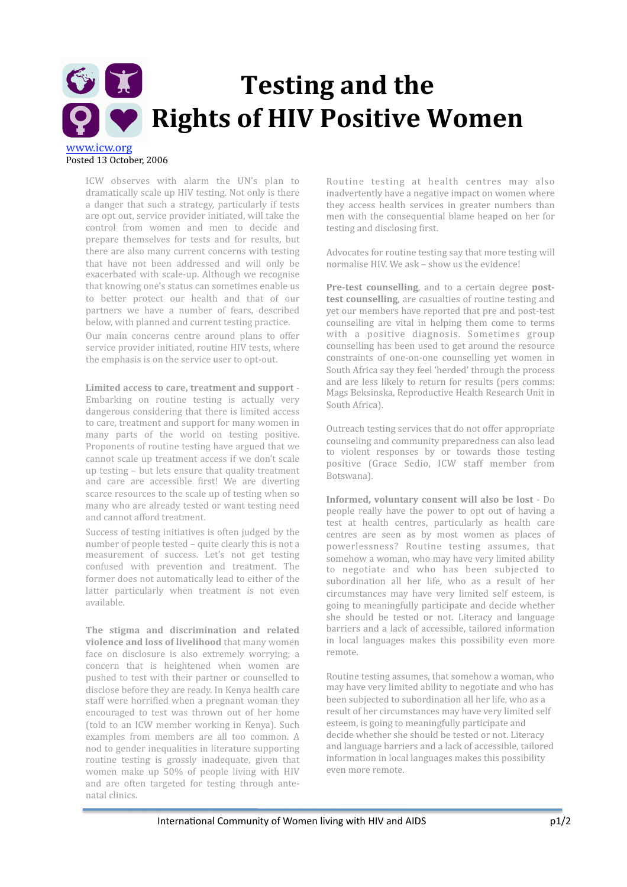# Testing and the Rights of HIV Positive Women

www.icw.org
Posted 13 October, 2006

ICW observes with alarm the UN's plan to dramatically scale up HIV testing. Not only is there a danger that such a strategy, particularly if tests are opt out, service provider initiated, will take the control from women and men to decide and prepare themselves for tests and for results, but there are also many current concerns with testing that have not been addressed and will only be exacerbated with scale-up. Although we recognise that knowing one's status can sometimes enable us to better protect our health and that of our partners we have a number of fears, described below, with planned and current testing practice.

Our main concerns centre around plans to offer service provider initiated, routine HIV tests, where the emphasis is on the service user to opt-out.

**Limited access to care, treatment and support** - Embarking on routine testing is actually very dangerous considering that there is limited access to care, treatment and support for many women in many parts of the world on testing positive. Proponents of routine testing have argued that we cannot scale up treatment access if we don't scale up testing – but lets ensure that quality treatment and care are accessible first! We are diverting scarce resources to the scale up of testing when so many who are already tested or want testing need and cannot afford treatment.

Success of testing initiatives is often judged by the number of people tested – quite clearly this is not a measurement of success. Let's not get testing confused with prevention and treatment. The former does not automatically lead to either of the latter particularly when treatment is not even available.

**The stigma and discrimination and related violence and loss of livelihood** that many women face on disclosure is also extremely worrying; a concern that is heightened when women are pushed to test with their partner or counselled to disclose before they are ready. In Kenya health care staff were horrified when a pregnant woman they encouraged to test was thrown out of her home (told to an ICW member working in Kenya). Such examples from members are all too common. A nod to gender inequalities in literature supporting routine testing is grossly inadequate, given that women make up 50% of people living with HIV and are often targeted for testing through ante-natal clinics.

Routine testing at health centres may also inadvertently have a negative impact on women where they access health services in greater numbers than men with the consequential blame heaped on her for testing and disclosing first.

Advocates for routine testing say that more testing will normalise HIV. We ask – show us the evidence!

**Pre-test counselling**, and to a certain degree **post-test counselling**, are casualties of routine testing and yet our members have reported that pre and post-test counselling are vital in helping them come to terms with a positive diagnosis. Sometimes group counselling has been used to get around the resource constraints of one-on-one counselling yet women in South Africa say they feel 'herded' through the process and are less likely to return for results (pers comms: Mags Beksinska, Reproductive Health Research Unit in South Africa).

Outreach testing services that do not offer appropriate counseling and community preparedness can also lead to violent responses by or towards those testing positive (Grace Sedio, ICW staff member from Botswana).

**Informed, voluntary consent will also be lost** - Do people really have the power to opt out of having a test at health centres, particularly as health care centres are seen as by most women as places of powerlessness? Routine testing assumes, that somehow a woman, who may have very limited ability to negotiate and who has been subjected to subordination all her life, who as a result of her circumstances may have very limited self esteem, is going to meaningfully participate and decide whether she should be tested or not. Literacy and language barriers and a lack of accessible, tailored information in local languages makes this possibility even more remote.

Routine testing assumes, that somehow a woman, who may have very limited ability to negotiate and who has been subjected to subordination all her life, who as a result of her circumstances may have very limited self esteem, is going to meaningfully participate and decide whether she should be tested or not. Literacy and language barriers and a lack of accessible, tailored information in local languages makes this possibility even more remote.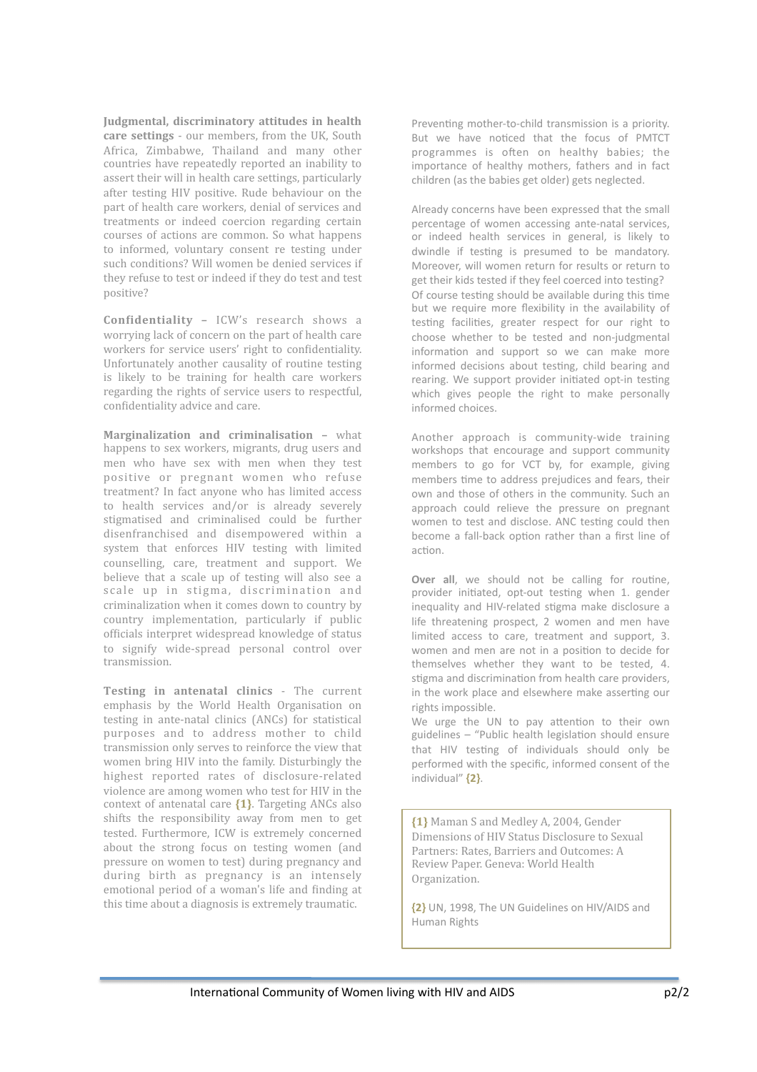**Judgmental, discriminatory attitudes in health care settings** - our members, from the UK, South Africa, Zimbabwe, Thailand and many other countries have repeatedly reported an inability to assert their will in health care settings, particularly after testing HIV positive. Rude behaviour on the part of health care workers, denial of services and treatments or indeed coercion regarding certain courses of actions are common. So what happens to informed, voluntary consent re testing under such conditions? Will women be denied services if they refuse to test or indeed if they do test and test positive?

**Confidentiality** – ICW's research shows a worrying lack of concern on the part of health care workers for service users' right to confidentiality. Unfortunately another causality of routine testing is likely to be training for health care workers regarding the rights of service users to respectful, confidentiality advice and care.

**Marginalization and criminalisation** – what happens to sex workers, migrants, drug users and men who have sex with men when they test positive or pregnant women who refuse treatment? In fact anyone who has limited access to health services and/or is already severely stigmatised and criminalised could be further disenfranchised and disempowered within a system that enforces HIV testing with limited counselling, care, treatment and support. We believe that a scale up of testing will also see a scale up in stigma, discrimination and criminalization when it comes down to country by country implementation, particularly if public officials interpret widespread knowledge of status to signify wide-spread personal control over transmission.

**Testing in antenatal clinics** - The current emphasis by the World Health Organisation on testing in ante-natal clinics (ANCs) for statistical purposes and to address mother to child transmission only serves to reinforce the view that women bring HIV into the family. Disturbingly the highest reported rates of disclosure-related violence are among women who test for HIV in the context of antenatal care **{1}**. Targeting ANCs also shifts the responsibility away from men to get tested. Furthermore, ICW is extremely concerned about the strong focus on testing women (and pressure on women to test) during pregnancy and during birth as pregnancy is an intensely emotional period of a woman's life and finding at this time about a diagnosis is extremely traumatic.

Preventing mother-to-child transmission is a priority. But we have noticed that the focus of PMTCT programmes is often on healthy babies; the importance of healthy mothers, fathers and in fact children (as the babies get older) gets neglected.

Already concerns have been expressed that the small percentage of women accessing ante-natal services, or indeed health services in general, is likely to dwindle if testing is presumed to be mandatory. Moreover, will women return for results or return to get their kids tested if they feel coerced into testing? Of course testing should be available during this time but we require more flexibility in the availability of testing facilities, greater respect for our right to choose whether to be tested and non-judgmental information and support so we can make more informed decisions about testing, child bearing and rearing. We support provider initiated opt-in testing which gives people the right to make personally informed choices.

Another approach is community-wide training workshops that encourage and support community members to go for VCT by, for example, giving members time to address prejudices and fears, their own and those of others in the community. Such an approach could relieve the pressure on pregnant women to test and disclose. ANC testing could then become a fall-back option rather than a first line of action.

**Over all**, we should not be calling for routine, provider initiated, opt-out testing when 1. gender inequality and HIV-related stigma make disclosure a life threatening prospect, 2 women and men have limited access to care, treatment and support, 3. women and men are not in a position to decide for themselves whether they want to be tested, 4. stigma and discrimination from health care providers, in the work place and elsewhere make asserting our rights impossible.

We urge the UN to pay attention to their own guidelines – "Public health legislation should ensure that HIV testing of individuals should only be performed with the specific, informed consent of the individual" **{2}**.

**{1}** Maman S and Medley A, 2004, Gender Dimensions of HIV Status Disclosure to Sexual Partners: Rates, Barriers and Outcomes: A Review Paper. Geneva: World Health Organization.

**{2}** UN, 1998, The UN Guidelines on HIV/AIDS and Human Rights